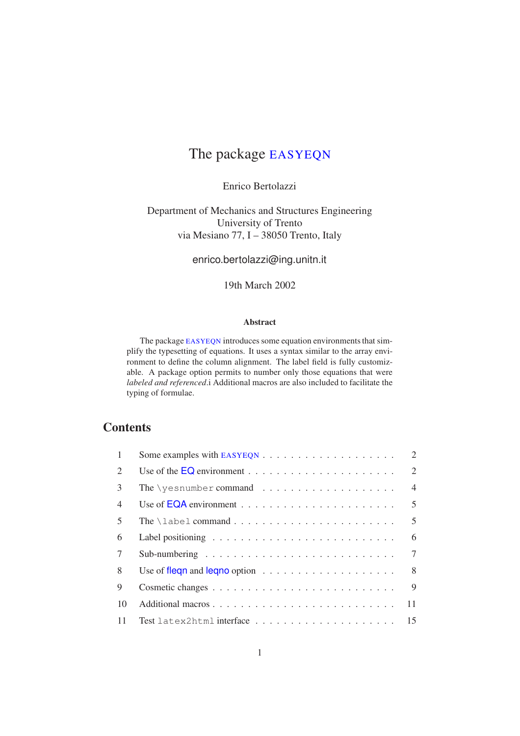# The package EASYEQN

Enrico Bertolazzi

Department of Mechanics and Structures Engineering
University of Trento
via Mesiano 77, I – 38050 Trento, Italy

enrico.bertolazzi@ing.unitn.it

19th March 2002

### Abstract

The package EASYEQN introduces some equation environments that simplify the typesetting of equations. It uses a syntax similar to the array environment to define the column alignment. The label field is fully customizable. A package option permits to number only those equations that were *labeled and referenced*.i Additional macros are also included to facilitate the typing of formulae.

## Contents

| | | |
|---|---|---|
| 1 | Some examples with EASYEQN | 2 |
| 2 | Use of the EQ environment | 2 |
| 3 | The `\yesnumber` command | 4 |
| 4 | Use of EQA environment | 5 |
| 5 | The `\label` command | 5 |
| 6 | Label positioning | 6 |
| 7 | Sub-numbering | 7 |
| 8 | Use of fleqn and leqno option | 8 |
| 9 | Cosmetic changes | 9 |
| 10 | Additional macros | 11 |
| 11 | Test `latex2html` interface | 15 |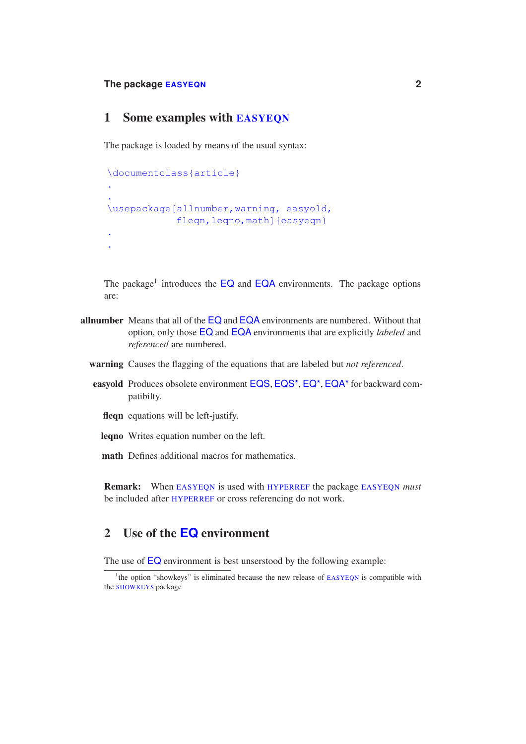## 1 Some examples with EASYEQN

The package is loaded by means of the usual syntax:

```
\documentclass{article}
.
.
\usepackage[allnumber,warning, easyold,
            fleqn,leqno,math]{easyeqn}
.
.
```

The package[1] introduces the EQ and EQA environments. The package options are:

**allnumber** Means that all of the EQ and EQA environments are numbered. Without that option, only those EQ and EQA environments that are explicitly *labeled* and *referenced* are numbered.

**warning** Causes the flagging of the equations that are labeled but *not referenced*.

**easyold** Produces obsolete environment EQS, EQS*, EQ*, EQA* for backward compatibilty.

**fleqn** equations will be left-justify.

**leqno** Writes equation number on the left.

**math** Defines additional macros for mathematics.

**Remark:** When EASYEQN is used with HYPERREF the package EASYEQN *must* be included after HYPERREF or cross referencing do not work.

## 2 Use of the EQ environment

The use of EQ environment is best unserstood by the following example:

[1] the option "showkeys" is eliminated because the new release of EASYEQN is compatible with the SHOWKEYS package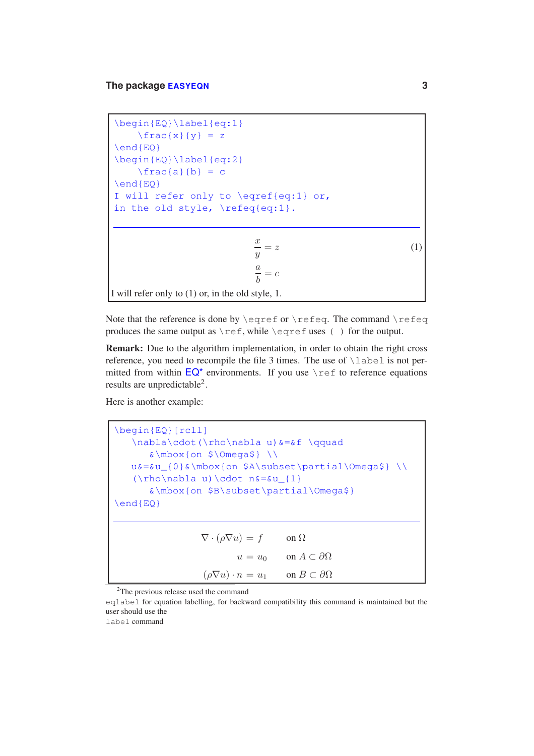```
\begin{EQ}\label{eq:1}
    \frac{x}{y} = z
\end{EQ}
\begin{EQ}\label{eq:2}
    \frac{a}{b} = c
\end{EQ}
I will refer only to \eqref{eq:1} or,
in the old style, \refeq{eq:1}.
```

$$\frac{x}{y} = z \tag{1}$$

$$\frac{a}{b} = c$$

I will refer only to (1) or, in the old style, 1.

Note that the reference is done by `\eqref` or `\refeq`. The command `\refeq` produces the same output as `\ref`, while `\eqref` uses `( )` for the output.

**Remark:** Due to the algorithm implementation, in order to obtain the right cross reference, you need to recompile the file 3 times. The use of `\label` is not permitted from within EQ* environments. If you use `\ref` to reference equations results are unpredictable[2].

Here is another example:

```
\begin{EQ}[rcll]
   \nabla\cdot(\rho\nabla u)&=&f \qquad
      &\mbox{on $\Omega$} \\
   u&=&u_{0}&\mbox{on $A\subset\partial\Omega$} \\
   (\rho\nabla u)\cdot n&=&u_{1}
      &\mbox{on $B\subset\partial\Omega$}
\end{EQ}
```

$$\begin{array}{rcll}
\nabla\cdot(\rho\nabla u) &=& f \qquad & \mbox{on } \Omega \\
u &=& u_{0} & \mbox{on } A\subset\partial\Omega \\
(\rho\nabla u)\cdot n &=& u_{1} & \mbox{on } B\subset\partial\Omega
\end{array}$$

[2]The previous release used the command `eqlabel` for equation labelling, for backward compatibility this command is maintained but the user should use the `label` command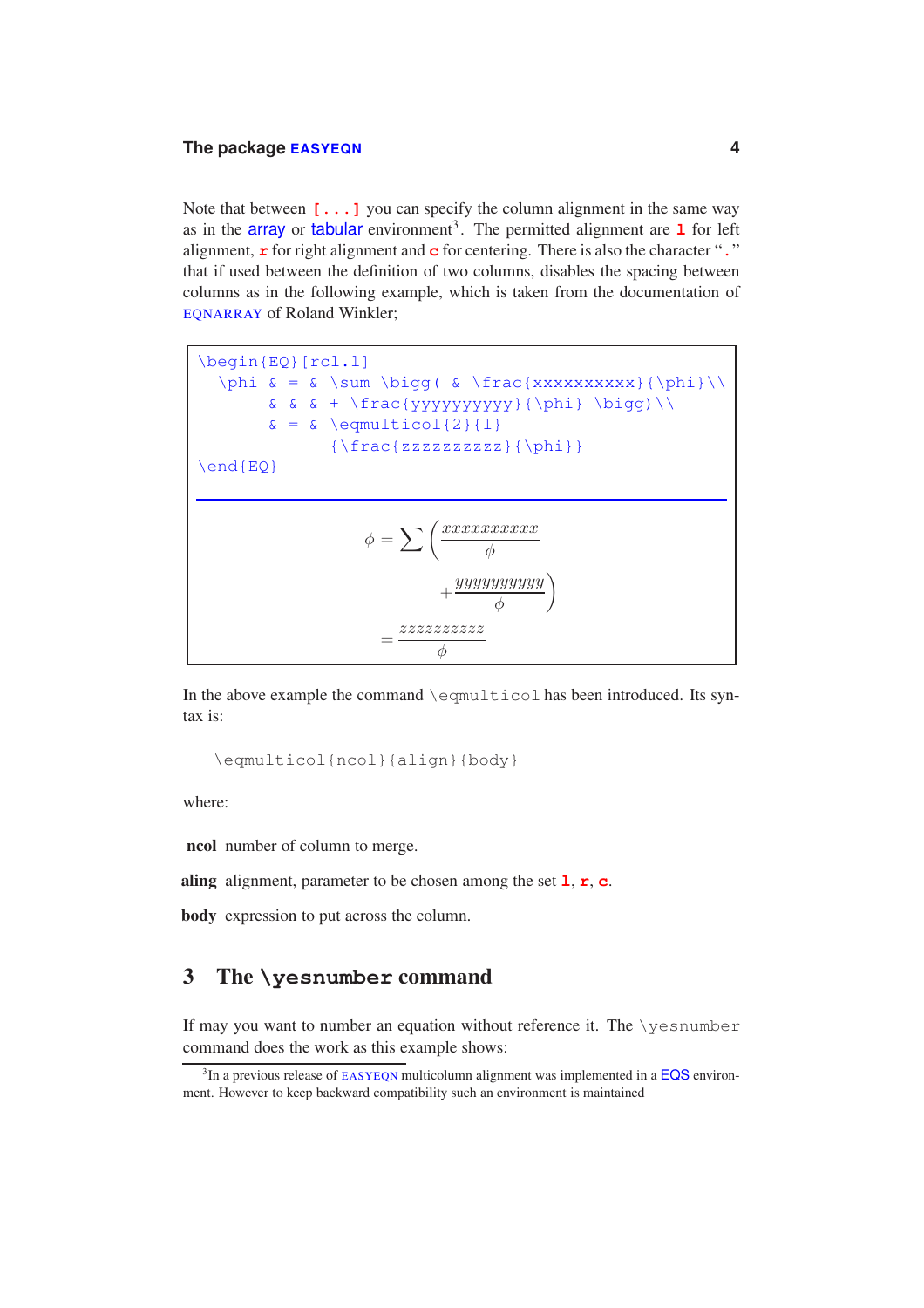Note that between `[...]` you can specify the column alignment in the same way as in the array or tabular environment[3]. The permitted alignment are `l` for left alignment, `r` for right alignment and `c` for centering. There is also the character "`.`" that if used between the definition of two columns, disables the spacing between columns as in the following example, which is taken from the documentation of EQNARRAY of Roland Winkler;

```
\begin{EQ}[rcl.l]
  \phi & = & \sum \bigg( & \frac{xxxxxxxxxx}{\phi}\\
       & & + \frac{yyyyyyyyyy}{\phi} \bigg)\\
       & = & \eqmulticol{2}{l}
             {\frac{zzzzzzzzzz}{\phi}}
\end{EQ}
```

$$
\begin{array}{rcl@{}l}
\phi & = & \sum \bigg( & \frac{xxxxxxxxxx}{\phi}\\
 & & & + \frac{yyyyyyyyyy}{\phi} \bigg)\\
 & = & \multicolumn{2}{l}{\frac{zzzzzzzzzz}{\phi}}
\end{array}
$$

In the above example the command `\eqmulticol` has been introduced. Its syntax is:

```
\eqmulticol{ncol}{align}{body}
```

where:

**ncol** number of column to merge.

**aling** alignment, parameter to be chosen among the set `l`, `r`, `c`.

**body** expression to put across the column.

## 3 The `\yesnumber` command

If may you want to number an equation without reference it. The `\yesnumber` command does the work as this example shows:

[3] In a previous release of EASYEQN multicolumn alignment was implemented in a EQS environment. However to keep backward compatibility such an environment is maintained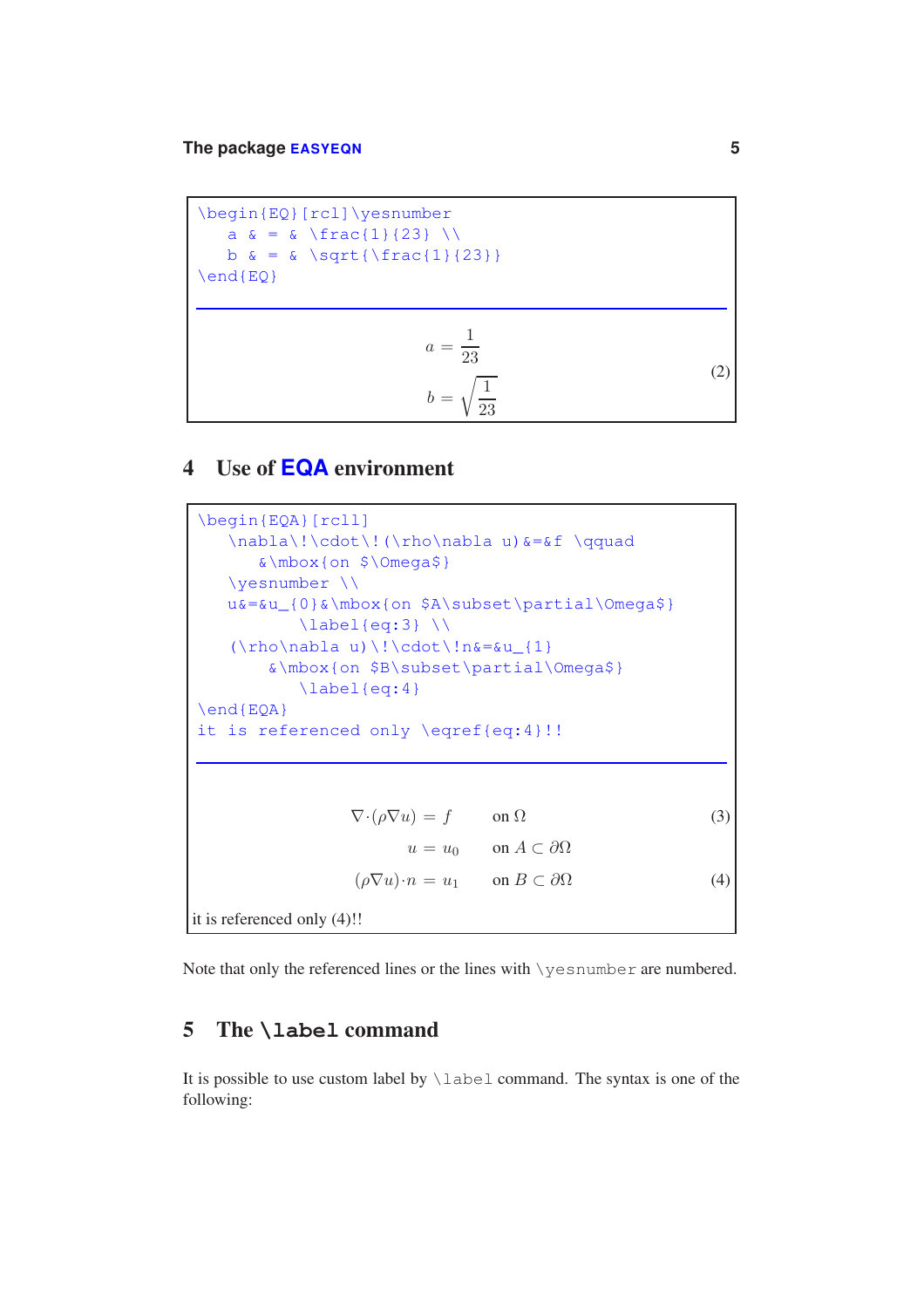```
\begin{EQ}[rcl]\yesnumber
  a & = & \frac{1}{23} \\
  b & = & \sqrt{\frac{1}{23}}
\end{EQ}
```

$$
\begin{aligned}
a &= \frac{1}{23} \\
b &= \sqrt{\frac{1}{23}}
\end{aligned}
\tag{2}
$$

## 4 Use of EQA environment

```
\begin{EQA}[rcll]
  \nabla\!\cdot\!(\rho\nabla u)&=&f \qquad
     &\mbox{on $\Omega$}
  \yesnumber \\
  u&=&u_{0}&\mbox{on $A\subset\partial\Omega$}
        \label{eq:3} \\
  (\rho\nabla u)\!\cdot\!n&=&u_{1}
      &\mbox{on $B\subset\partial\Omega$}
        \label{eq:4}
\end{EQA}
it is referenced only \eqref{eq:4}!!
```

$$\nabla\cdot(\rho\nabla u) = f \qquad \text{on } \Omega \tag{3}$$

$$u = u_0 \qquad \text{on } A \subset \partial\Omega$$

$$(\rho\nabla u)\cdot n = u_1 \qquad \text{on } B \subset \partial\Omega \tag{4}$$

it is referenced only (4)!!

Note that only the referenced lines or the lines with `\yesnumber` are numbered.

## 5 The `\label` command

It is possible to use custom label by `\label` command. The syntax is one of the following: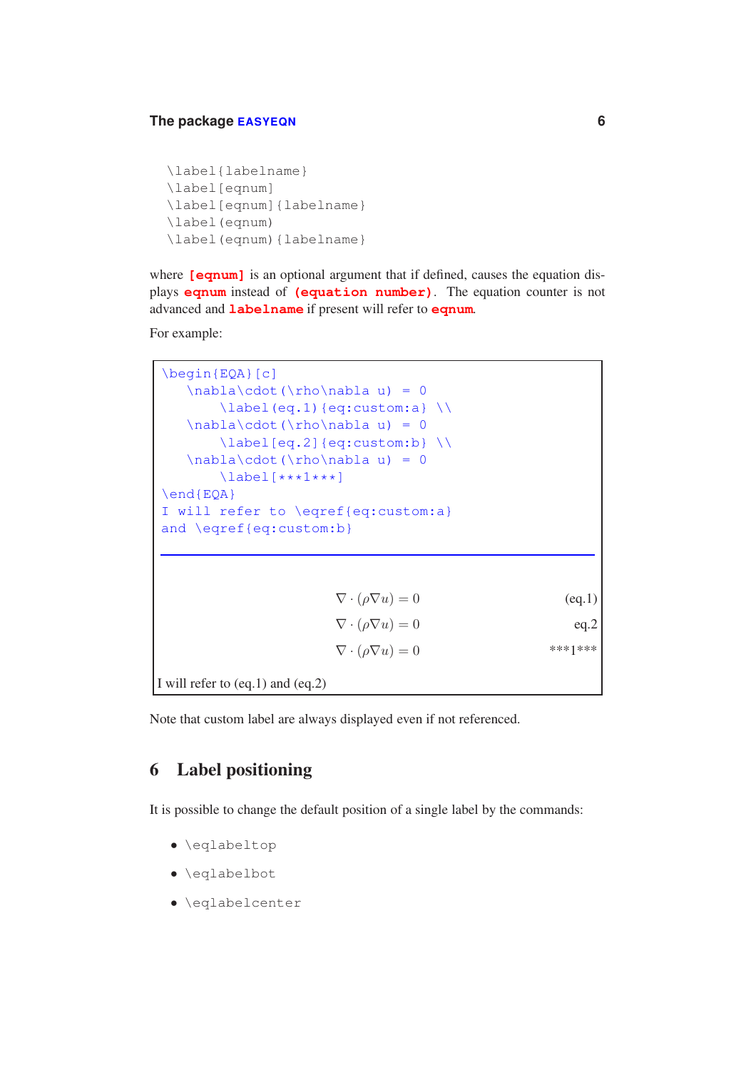```
\label{labelname}
\label[eqnum]
\label[eqnum]{labelname}
\label(eqnum)
\label(eqnum){labelname}
```

where `[eqnum]` is an optional argument that if defined, causes the equation displays `eqnum` instead of `(equation number)`. The equation counter is not advanced and `labelname` if present will refer to `eqnum`.

For example:

```
\begin{EQA}[c]
   \nabla\cdot(\rho\nabla u) = 0
       \label(eq.1){eq:custom:a} \\
   \nabla\cdot(\rho\nabla u) = 0
       \label[eq.2]{eq:custom:b} \\
   \nabla\cdot(\rho\nabla u) = 0
       \label[***1***]
\end{EQA}
I will refer to \eqref{eq:custom:a}
and \eqref{eq:custom:b}
```

$$\nabla\cdot(\rho\nabla u) = 0 \qquad \text{(eq.1)}$$

$$\nabla\cdot(\rho\nabla u) = 0 \qquad \text{eq.2}$$

$$\nabla\cdot(\rho\nabla u) = 0 \qquad \text{***1***}$$

I will refer to (eq.1) and (eq.2)

Note that custom label are always displayed even if not referenced.

## 6 Label positioning

It is possible to change the default position of a single label by the commands:

- `\eqlabeltop`
- `\eqlabelbot`
- `\eqlabelcenter`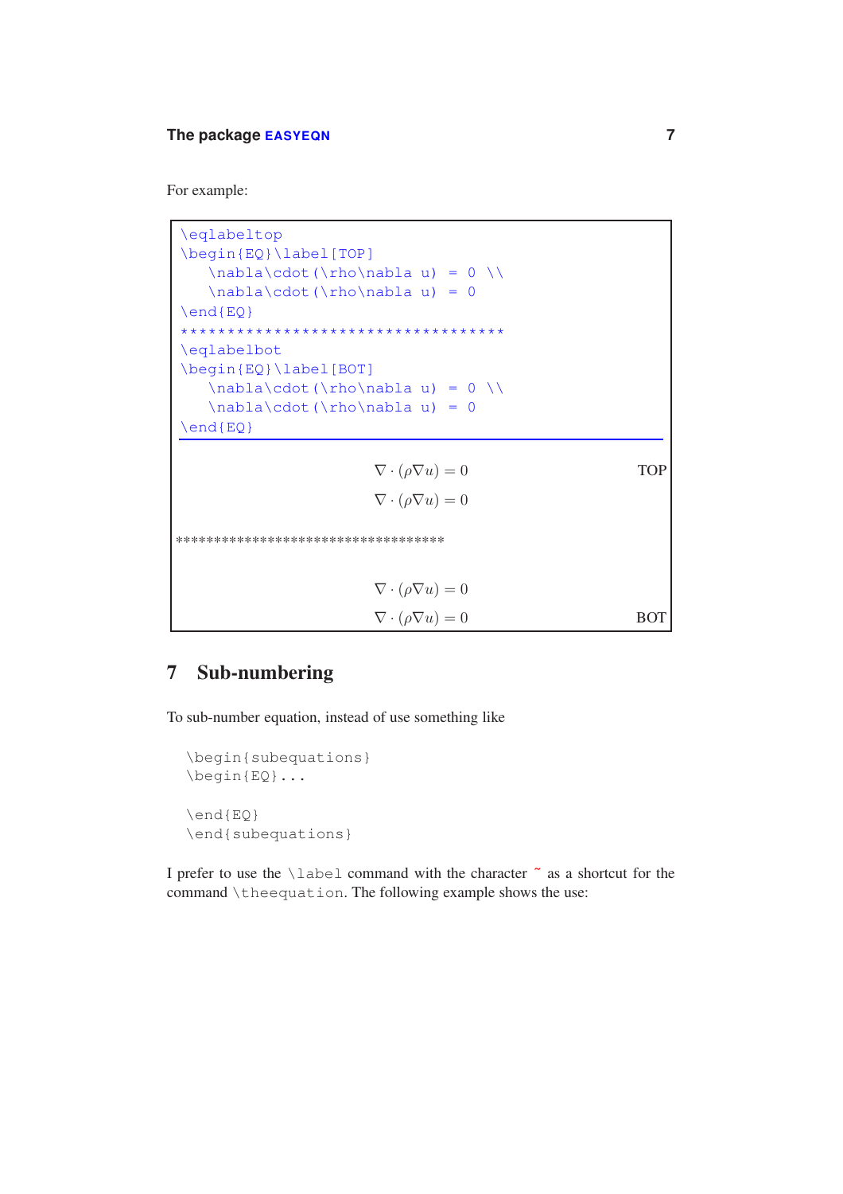For example:

```
\eqlabeltop
\begin{EQ}\label[TOP]
   \nabla\cdot(\rho\nabla u) = 0 \\
   \nabla\cdot(\rho\nabla u) = 0
\end{EQ}
***********************************
\eqlabelbot
\begin{EQ}\label[BOT]
   \nabla\cdot(\rho\nabla u) = 0 \\
   \nabla\cdot(\rho\nabla u) = 0
\end{EQ}
```

$$\nabla\cdot(\rho\nabla u) = 0 \qquad \text{TOP}$$
$$\nabla\cdot(\rho\nabla u) = 0$$

***********************************

$$\nabla\cdot(\rho\nabla u) = 0$$
$$\nabla\cdot(\rho\nabla u) = 0 \qquad \text{BOT}$$

## 7 Sub-numbering

To sub-number equation, instead of use something like

```
\begin{subequations}
\begin{EQ}...

\end{EQ}
\end{subequations}
```

I prefer to use the `\label` command with the character `~` as a shortcut for the command `\theequation`. The following example shows the use: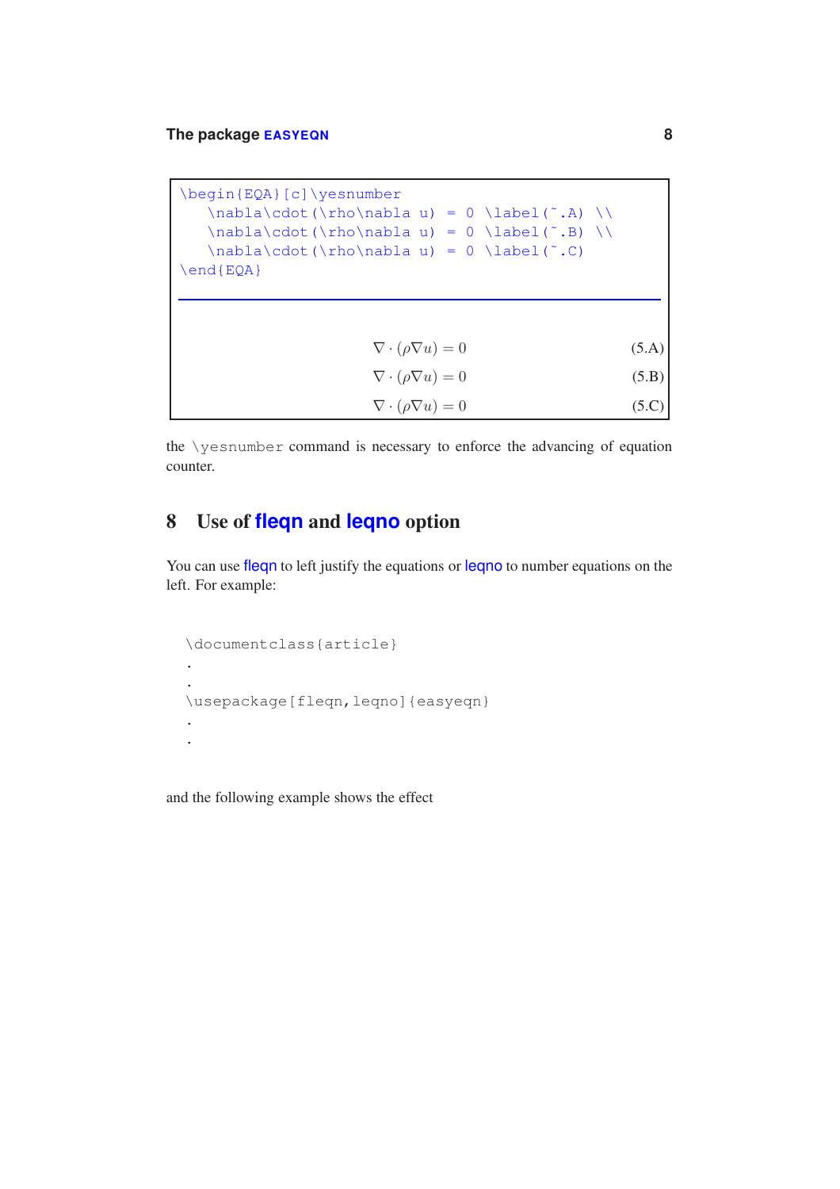```
\begin{EQA}[c]\yesnumber
   \nabla\cdot(\rho\nabla u)  =  0  \label(~.A)  \\
   \nabla\cdot(\rho\nabla u)  =  0  \label(~.B)  \\
   \nabla\cdot(\rho\nabla u)  =  0  \label(~.C)
\end{EQA}
```

$$\nabla \cdot (\rho \nabla u) = 0 \tag{5.A}$$

$$\nabla \cdot (\rho \nabla u) = 0 \tag{5.B}$$

$$\nabla \cdot (\rho \nabla u) = 0 \tag{5.C}$$

the `\yesnumber` command is necessary to enforce the advancing of equation counter.

## 8 Use of **fleqn** and **leqno** option

You can use fleqn to left justify the equations or leqno to number equations on the left. For example:

```
\documentclass{article}
.
.
\usepackage[fleqn,leqno]{easyeqn}
.
.
```

and the following example shows the effect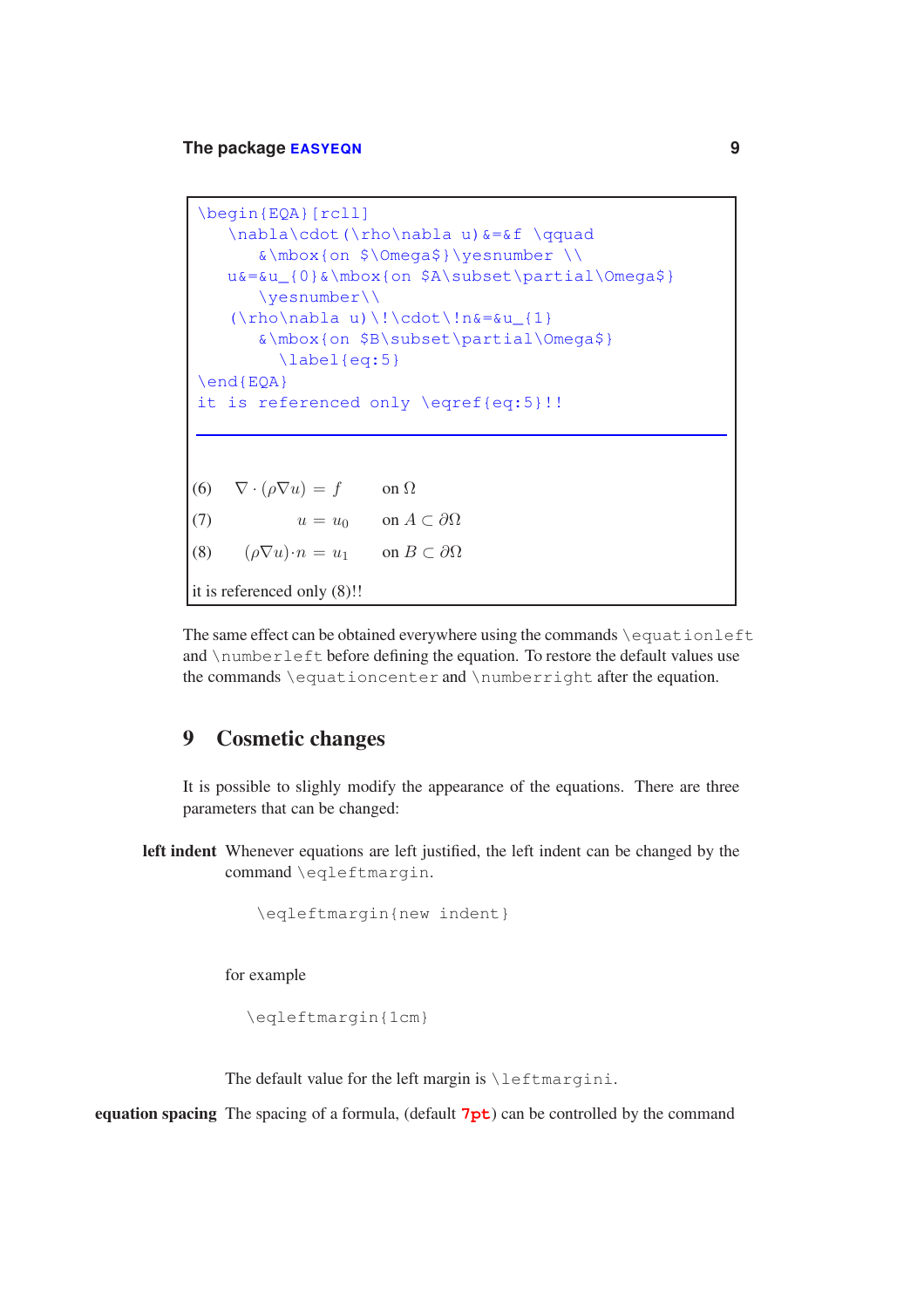```
\begin{EQA}[rcll]
   \nabla\cdot(\rho\nabla u)&=&f \qquad
      &\mbox{on $\Omega$}\yesnumber \\
   u&=&u_{0}&\mbox{on $A\subset\partial\Omega$}
      \yesnumber\\
   (\rho\nabla u)\!\cdot\!n&=&u_{1}
      &\mbox{on $B\subset\partial\Omega$}
        \label{eq:5}
\end{EQA}
it is referenced only \eqref{eq:5}!!
```

---

$$\nabla\cdot(\rho\nabla u) = f \qquad \text{on } \Omega \tag{6}$$

$$u = u_0 \qquad \text{on } A\subset\partial\Omega \tag{7}$$

$$(\rho\nabla u)\!\cdot\!n = u_1 \qquad \text{on } B\subset\partial\Omega \tag{8}$$

it is referenced only (8)!!

The same effect can be obtained everywhere using the commands `\equationleft` and `\numberleft` before defining the equation. To restore the default values use the commands `\equationcenter` and `\numberright` after the equation.

## 9 Cosmetic changes

It is possible to slighly modify the appearance of the equations. There are three parameters that can be changed:

**left indent** Whenever equations are left justified, the left indent can be changed by the command `\eqleftmargin`.

```
\eqleftmargin{new indent}
```

for example

```
\eqleftmargin{1cm}
```

The default value for the left margin is `\leftmargini`.

**equation spacing** The spacing of a formula, (default **7pt**) can be controlled by the command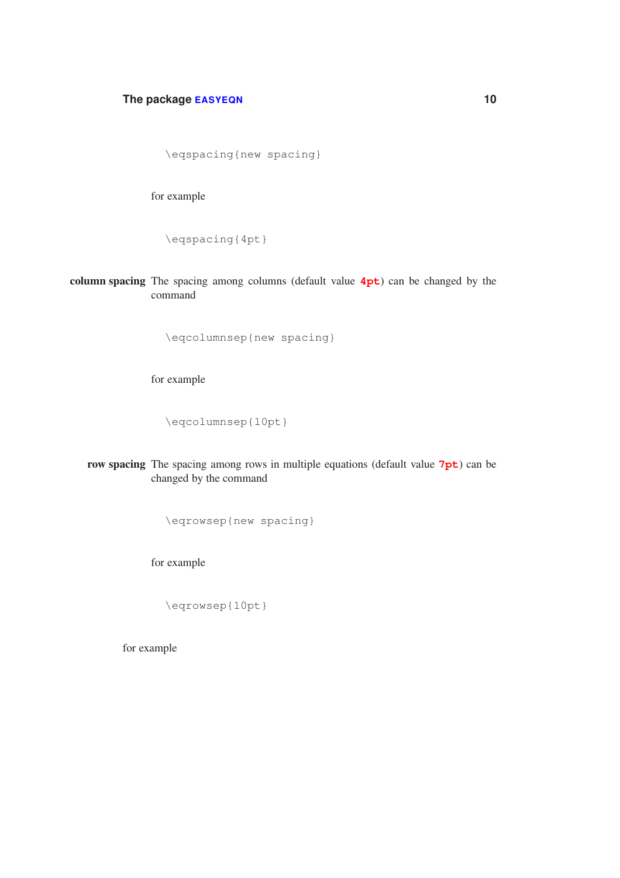```
\eqspacing{new spacing}
```

for example

```
\eqspacing{4pt}
```

**column spacing** The spacing among columns (default value **`4pt`**) can be changed by the command

```
\eqcolumnsep{new spacing}
```

for example

```
\eqcolumnsep{10pt}
```

**row spacing** The spacing among rows in multiple equations (default value **`7pt`**) can be changed by the command

```
\eqrowsep{new spacing}
```

for example

```
\eqrowsep{10pt}
```

for example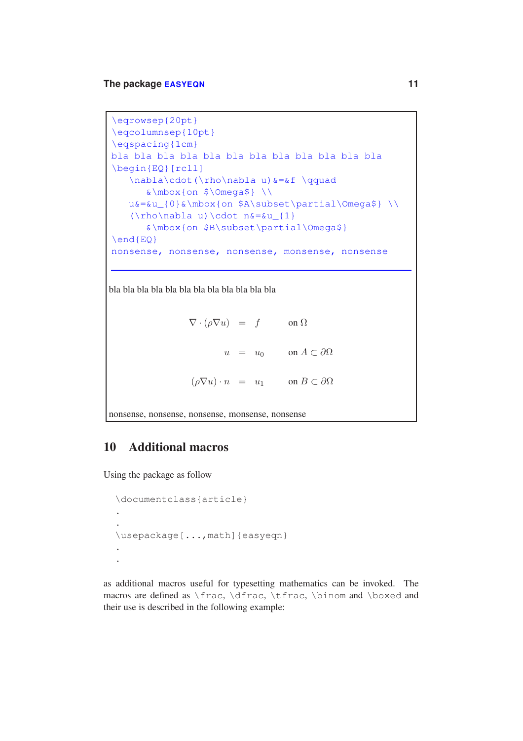```
\eqrowsep{20pt}
\eqcolumnsep{10pt}
\eqspacing{1cm}
bla bla bla bla bla bla bla bla bla bla bla bla
\begin{EQ}[rcll]
   \nabla\cdot(\rho\nabla u)&=&f \qquad
      &\mbox{on $\Omega$} \\
   u&=&u_{0}&\mbox{on $A\subset\partial\Omega$} \\
   (\rho\nabla u)\cdot n&=&u_{1}
      &\mbox{on $B\subset\partial\Omega$}
\end{EQ}
nonsense, nonsense, nonsense, monsense, nonsense
```

bla bla bla bla bla bla bla bla bla bla bla bla

$$
\begin{array}{rcll}
\nabla\cdot(\rho\nabla u) & = & f & \text{on } \Omega \\[20pt]
u & = & u_0 & \text{on } A\subset\partial\Omega \\[20pt]
(\rho\nabla u)\cdot n & = & u_1 & \text{on } B\subset\partial\Omega
\end{array}
$$

nonsense, nonsense, nonsense, monsense, nonsense

## 10 Additional macros

Using the package as follow

```
\documentclass{article}
.
.
\usepackage[...,math]{easyeqn}
.
.
```

as additional macros useful for typesetting mathematics can be invoked. The macros are defined as `\frac`, `\dfrac`, `\tfrac`, `\binom` and `\boxed` and their use is described in the following example: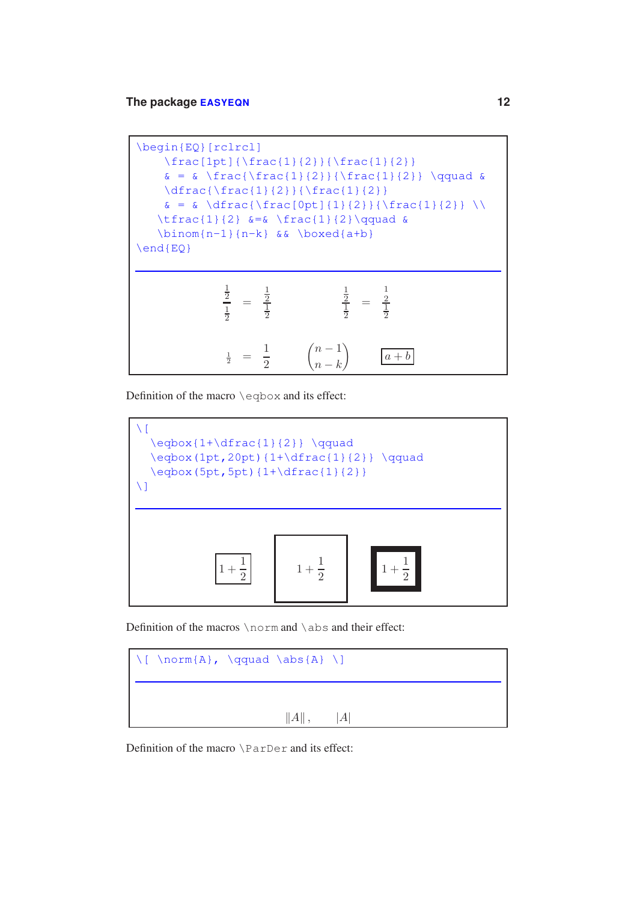```
\begin{EQ}[rclrcl]
    \frac[1pt]{\frac{1}{2}}{\frac{1}{2}}
    & = & \frac{\frac{1}{2}}{\frac{1}{2}} \qquad &
    \dfrac{\frac{1}{2}}{\frac{1}{2}}
    & = & \dfrac{\frac[0pt]{1}{2}}{\frac{1}{2}} \\
   \tfrac{1}{2} &=& \frac{1}{2}\qquad &
   \binom{n-1}{n-k} && \boxed{a+b}
\end{EQ}
```

$$
\begin{array}{rclrcl}
\frac{\frac{1}{2}}{\frac{1}{2}} & = & \frac{\frac{1}{2}}{\frac{1}{2}} \qquad & \dfrac{\frac{1}{2}}{\frac{1}{2}} & = & \dfrac{\frac{1}{2}}{\frac{1}{2}} \\
\tfrac{1}{2} & = & \frac{1}{2} \qquad & \binom{n-1}{n-k} & & \boxed{a+b}
\end{array}
$$

Definition of the macro `\eqbox` and its effect:

```
\[
  \eqbox{1+\dfrac{1}{2}} \qquad
  \eqbox(1pt,20pt){1+\dfrac{1}{2}} \qquad
  \eqbox(5pt,5pt){1+\dfrac{1}{2}}
\]
```

$$
\boxed{1+\dfrac{1}{2}} \qquad \boxed{1+\dfrac{1}{2}} \qquad \boxed{1+\dfrac{1}{2}}
$$

Definition of the macros `\norm` and `\abs` and their effect:

```
\[ \norm{A}, \qquad \abs{A} \]
```

$$
\|A\|, \qquad |A|
$$

Definition of the macro `\ParDer` and its effect: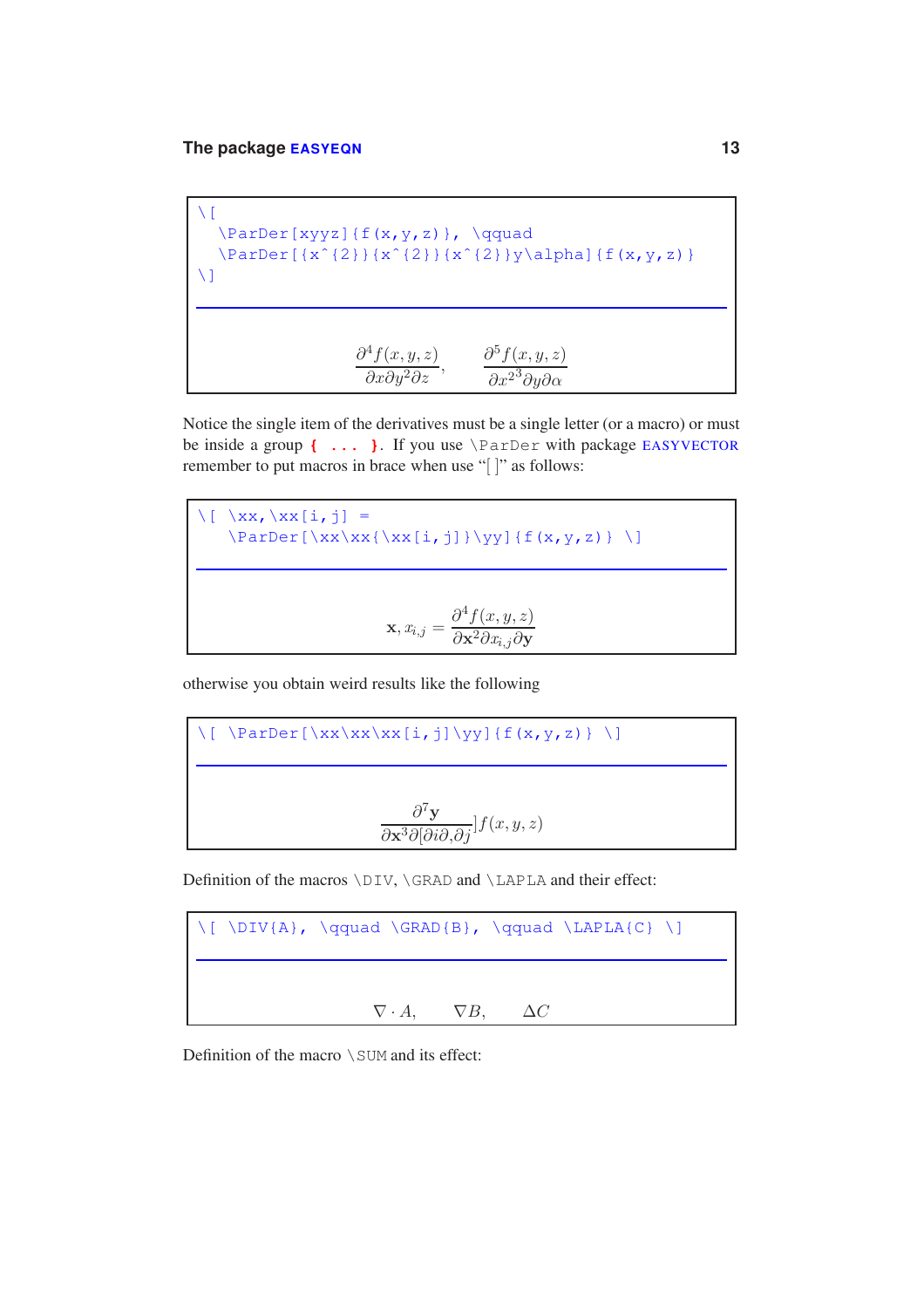```
\[
  \ParDer[xyyz]{f(x,y,z)}, \qquad
  \ParDer[{x^{2}}{x^{2}}{x^{2}}y\alpha]{f(x,y,z)}
\]
```

$$\frac{\partial^4 f(x,y,z)}{\partial x \partial y^2 \partial z}, \qquad \frac{\partial^5 f(x,y,z)}{\partial x^{2^3} \partial y \partial \alpha}$$

Notice the single item of the derivatives must be a single letter (or a macro) or must be inside a group **{ ... }**. If you use \ParDer with package EASYVECTOR remember to put macros in brace when use "[ ]" as follows:

```
\[ \xx,\xx[i,j] =
   \ParDer[\xx\xx{\xx[i,j]}\yy]{f(x,y,z)} \]
```

$$\mathbf{x}, x_{i,j} = \frac{\partial^4 f(x,y,z)}{\partial \mathbf{x}^2 \partial x_{i,j} \partial \mathbf{y}}$$

otherwise you obtain weird results like the following

```
\[ \ParDer[\xx\xx\xx[i,j]\yy]{f(x,y,z)} \]
```

$$\frac{\partial^7 \mathbf{y}}{\partial \mathbf{x}^3 \partial [\partial i \partial , \partial j}] f(x,y,z)$$

Definition of the macros \DIV, \GRAD and \LAPLA and their effect:

```
\[ \DIV{A}, \qquad \GRAD{B}, \qquad \LAPLA{C} \]
```

$$\nabla \cdot A, \qquad \nabla B, \qquad \Delta C$$

Definition of the macro \SUM and its effect: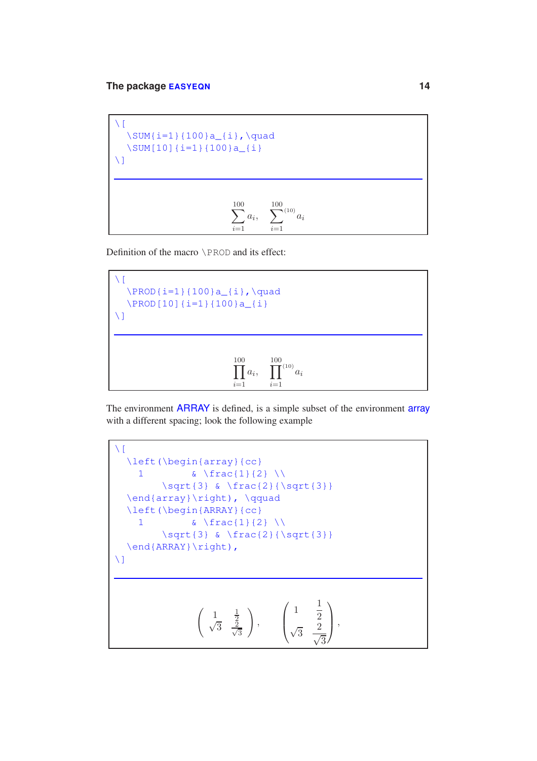```
\[
  \SUM{i=1}{100}a_{i},\quad
  \SUM[10]{i=1}{100}a_{i}
\]
```

$$\sum_{i=1}^{100} a_i, \quad \sum_{i=1}^{100}{}^{(10)} a_i$$

Definition of the macro \PROD and its effect:

```
\[
  \PROD{i=1}{100}a_{i},\quad
  \PROD[10]{i=1}{100}a_{i}
\]
```

$$\prod_{i=1}^{100} a_i, \quad \prod_{i=1}^{100}{}^{(10)} a_i$$

The environment ARRAY is defined, is a simple subset of the environment array with a different spacing; look the following example

```
\[
  \left(\begin{array}{cc}
    1         & \frac{1}{2} \\
        \sqrt{3} & \frac{2}{\sqrt{3}}
  \end{array}\right), \qquad
  \left(\begin{ARRAY}{cc}
    1         & \frac{1}{2} \\
        \sqrt{3} & \frac{2}{\sqrt{3}}
  \end{ARRAY}\right),
\]
```

$$\left(\begin{array}{cc} 1 & \frac{1}{2} \\ \sqrt{3} & \frac{2}{\sqrt{3}} \end{array}\right), \qquad \left(\begin{array}{cc} 1 & \dfrac{1}{2} \\ \sqrt{3} & \dfrac{2}{\sqrt{3}} \end{array}\right),$$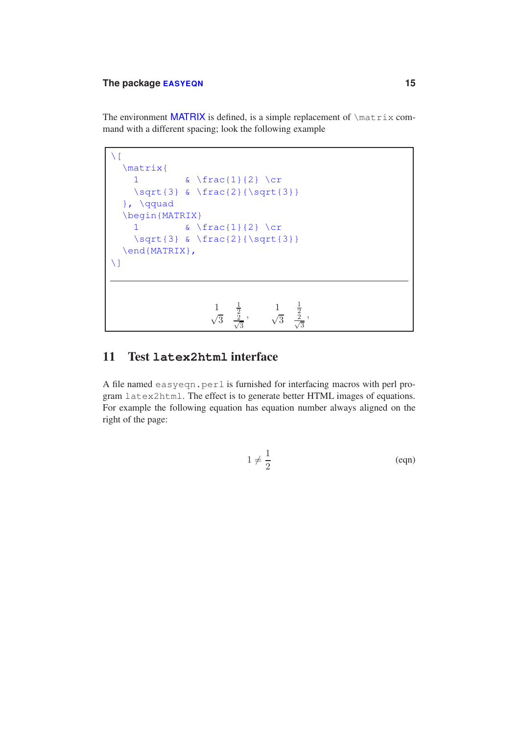The environment MATRIX is defined, is a simple replacement of \matrix command with a different spacing; look the following example

```
\[
  \matrix{
    1         & \frac{1}{2} \cr
    \sqrt{3} & \frac{2}{\sqrt{3}}
  }, \qquad
  \begin{MATRIX}
    1         & \frac{1}{2} \cr
    \sqrt{3} & \frac{2}{\sqrt{3}}
  \end{MATRIX},
\]
```

$$\matrix{ 1 & \frac{1}{2} \cr \sqrt{3} & \frac{2}{\sqrt{3}} }, \qquad \matrix{ 1 & \frac{1}{2} \cr \sqrt{3} & \frac{2}{\sqrt{3}} },$$

## 11 Test latex2html interface

A file named easyeqn.perl is furnished for interfacing macros with perl program latex2html. The effect is to generate better HTML images of equations. For example the following equation has equation number always aligned on the right of the page:

$$1 \neq \frac{1}{2} \tag{eqn}$$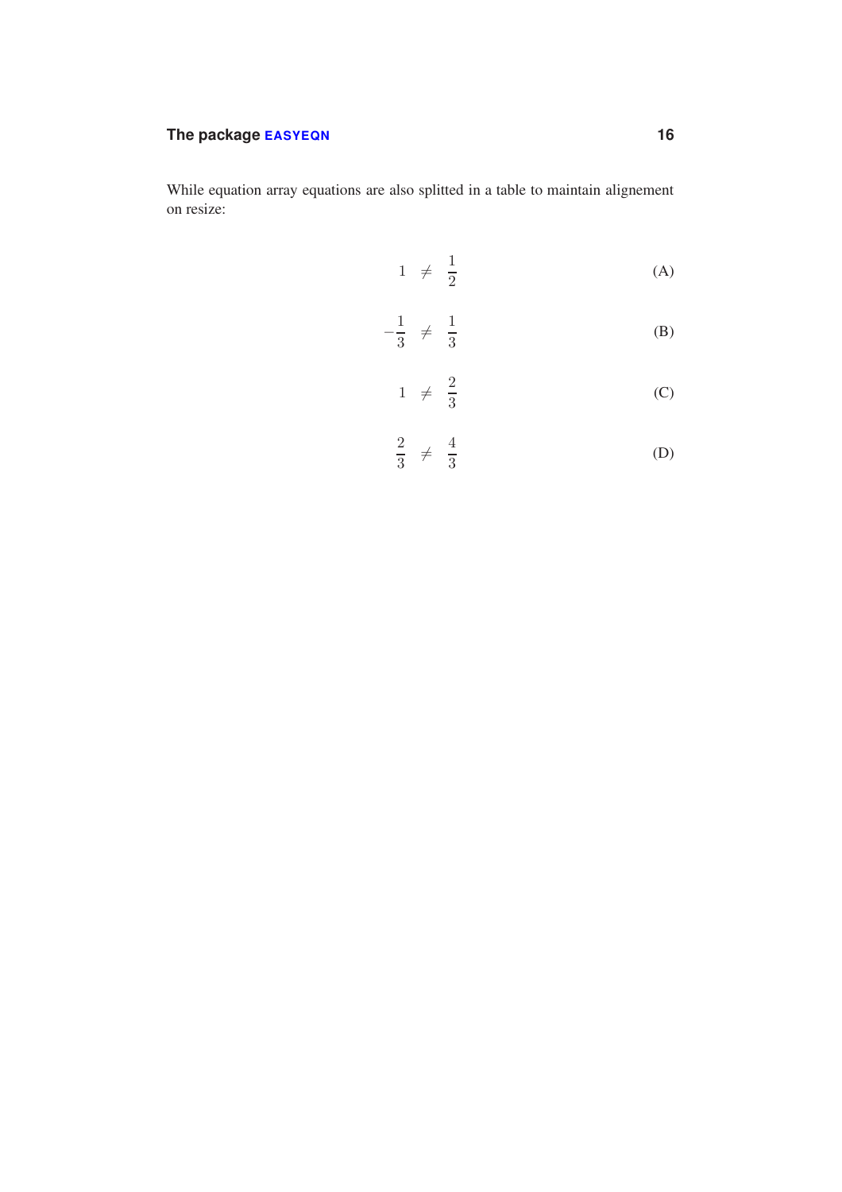While equation array equations are also splitted in a table to maintain alignement on resize:

$$1 \neq \frac{1}{2} \tag{A}$$

$$-\frac{1}{3} \neq \frac{1}{3} \tag{B}$$

$$1 \neq \frac{2}{3} \tag{C}$$

$$\frac{2}{3} \neq \frac{4}{3} \tag{D}$$